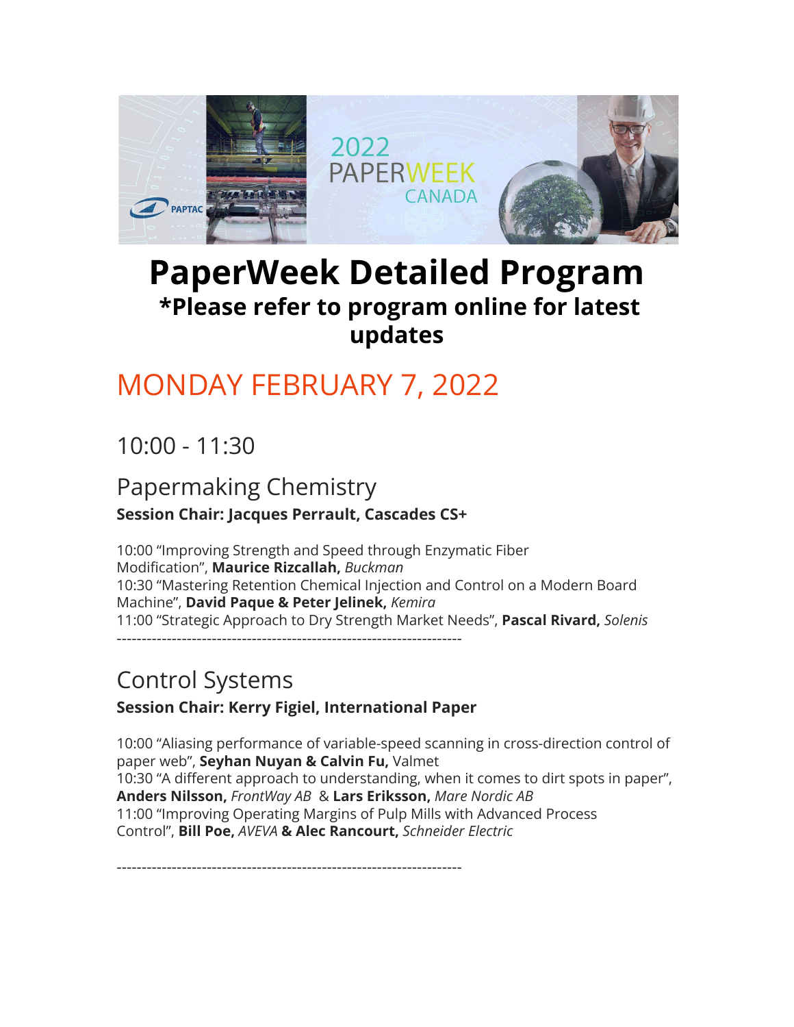# PaperWeek Detailed Program

## *Please refer to program online for latest updates

## MONDAY FEBRUARY 7, 2022

### 10:00 - 11:30

### Papermaking Chemistry

**Session Chair: Jacques Perrault, Cascades CS+**

10:00 “Improving Strength and Speed through Enzymatic Fiber Modification”, **Maurice Rizcallah,** *Buckman*
10:30 “Mastering Retention Chemical Injection and Control on a Modern Board Machine”, **David Paque & Peter Jelinek,** *Kemira*
11:00 “Strategic Approach to Dry Strength Market Needs”, **Pascal Rivard,** *Solenis*

---

### Control Systems

**Session Chair: Kerry Figiel, International Paper**

10:00 “Aliasing performance of variable-speed scanning in cross-direction control of paper web”, **Seyhan Nuyan & Calvin Fu,** Valmet
10:30 “A different approach to understanding, when it comes to dirt spots in paper”, **Anders Nilsson,** *FrontWay AB* & **Lars Eriksson,** *Mare Nordic AB*
11:00 “Improving Operating Margins of Pulp Mills with Advanced Process Control”, **Bill Poe,** *AVEVA* **& Alec Rancourt,** *Schneider Electric*

---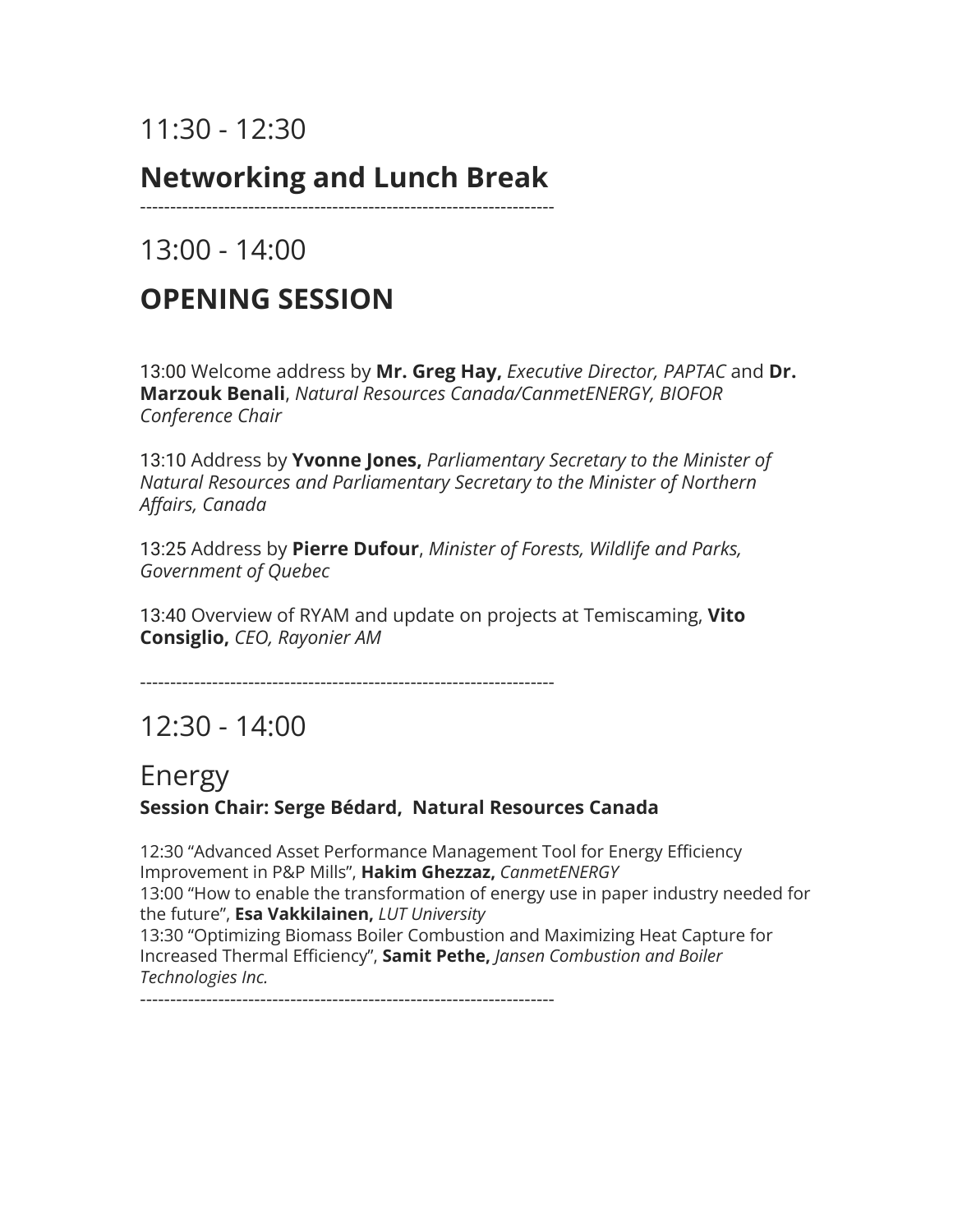11:30 - 12:30

## Networking and Lunch Break

---------------------------------------------------------------------

13:00 - 14:00

## OPENING SESSION

13:00 Welcome address by **Mr. Greg Hay,** *Executive Director, PAPTAC* and **Dr. Marzouk Benali**, *Natural Resources Canada/CanmetENERGY, BIOFOR Conference Chair*

13:10 Address by **Yvonne Jones,** *Parliamentary Secretary to the Minister of Natural Resources and Parliamentary Secretary to the Minister of Northern Affairs, Canada*

13:25 Address by **Pierre Dufour**, *Minister of Forests, Wildlife and Parks, Government of Quebec*

13:40 Overview of RYAM and update on projects at Temiscaming, **Vito Consiglio,** *CEO, Rayonier AM*

---------------------------------------------------------------------

12:30 - 14:00

Energy

**Session Chair: Serge Bédard, Natural Resources Canada**

12:30 "Advanced Asset Performance Management Tool for Energy Efficiency Improvement in P&P Mills", **Hakim Ghezzaz,** *CanmetENERGY*
13:00 "How to enable the transformation of energy use in paper industry needed for the future", **Esa Vakkilainen,** *LUT University*
13:30 "Optimizing Biomass Boiler Combustion and Maximizing Heat Capture for Increased Thermal Efficiency", **Samit Pethe,** *Jansen Combustion and Boiler Technologies Inc.*

---------------------------------------------------------------------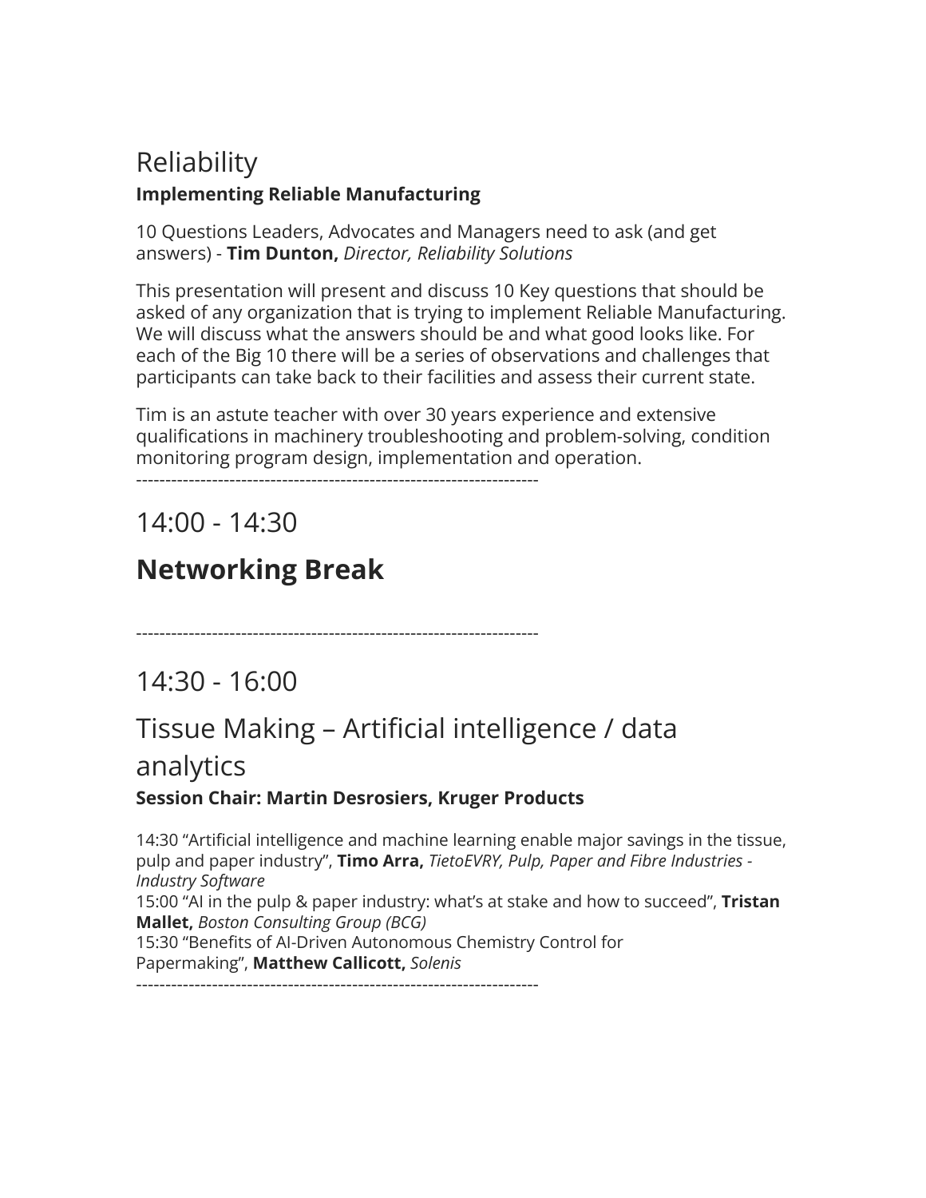## Reliability

**Implementing Reliable Manufacturing**

10 Questions Leaders, Advocates and Managers need to ask (and get answers) - **Tim Dunton,** *Director, Reliability Solutions*

This presentation will present and discuss 10 Key questions that should be asked of any organization that is trying to implement Reliable Manufacturing. We will discuss what the answers should be and what good looks like. For each of the Big 10 there will be a series of observations and challenges that participants can take back to their facilities and assess their current state.

Tim is an astute teacher with over 30 years experience and extensive qualifications in machinery troubleshooting and problem-solving, condition monitoring program design, implementation and operation.

---------------------------------------------------------------------

## 14:00 - 14:30

## **Networking Break**

---------------------------------------------------------------------

## 14:30 - 16:00

## Tissue Making – Artificial intelligence / data analytics

**Session Chair: Martin Desrosiers, Kruger Products**

14:30 “Artificial intelligence and machine learning enable major savings in the tissue, pulp and paper industry”, **Timo Arra,** *TietoEVRY, Pulp, Paper and Fibre Industries - Industry Software*
15:00 “AI in the pulp & paper industry: what’s at stake and how to succeed”, **Tristan Mallet,** *Boston Consulting Group (BCG)*
15:30 “Benefits of AI-Driven Autonomous Chemistry Control for Papermaking”, **Matthew Callicott,** *Solenis*

---------------------------------------------------------------------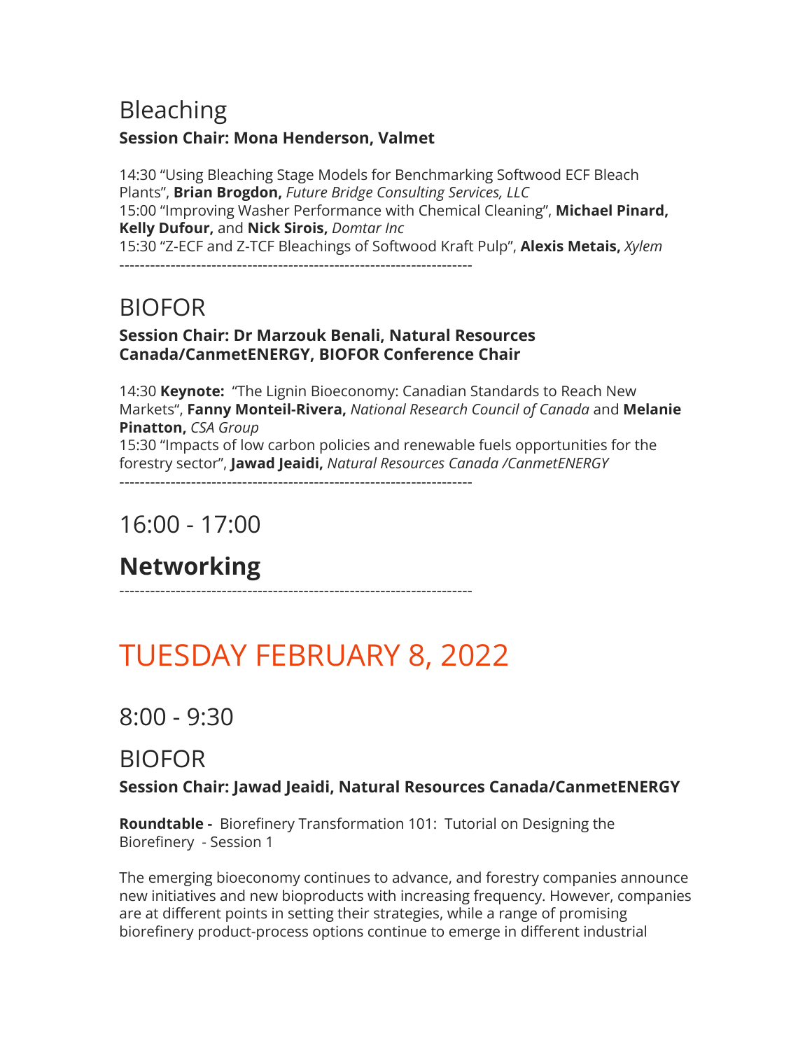## Bleaching

**Session Chair: Mona Henderson, Valmet**

14:30 "Using Bleaching Stage Models for Benchmarking Softwood ECF Bleach Plants", **Brian Brogdon,** *Future Bridge Consulting Services, LLC*
15:00 "Improving Washer Performance with Chemical Cleaning", **Michael Pinard, Kelly Dufour,** and **Nick Sirois,** *Domtar Inc*
15:30 "Z-ECF and Z-TCF Bleachings of Softwood Kraft Pulp", **Alexis Metais,** *Xylem*
--------------------------------------------------------------------

## BIOFOR

**Session Chair: Dr Marzouk Benali, Natural Resources Canada/CanmetENERGY, BIOFOR Conference Chair**

14:30 **Keynote:** "The Lignin Bioeconomy: Canadian Standards to Reach New Markets", **Fanny Monteil-Rivera,** *National Research Council of Canada* and **Melanie Pinatton,** *CSA Group*
15:30 "Impacts of low carbon policies and renewable fuels opportunities for the forestry sector", **Jawad Jeaidi,** *Natural Resources Canada /CanmetENERGY*
--------------------------------------------------------------------

## 16:00 - 17:00

## **Networking**

--------------------------------------------------------------------

# TUESDAY FEBRUARY 8, 2022

## 8:00 - 9:30

## BIOFOR

**Session Chair: Jawad Jeaidi, Natural Resources Canada/CanmetENERGY**

**Roundtable -** Biorefinery Transformation 101: Tutorial on Designing the Biorefinery - Session 1

The emerging bioeconomy continues to advance, and forestry companies announce new initiatives and new bioproducts with increasing frequency. However, companies are at different points in setting their strategies, while a range of promising biorefinery product-process options continue to emerge in different industrial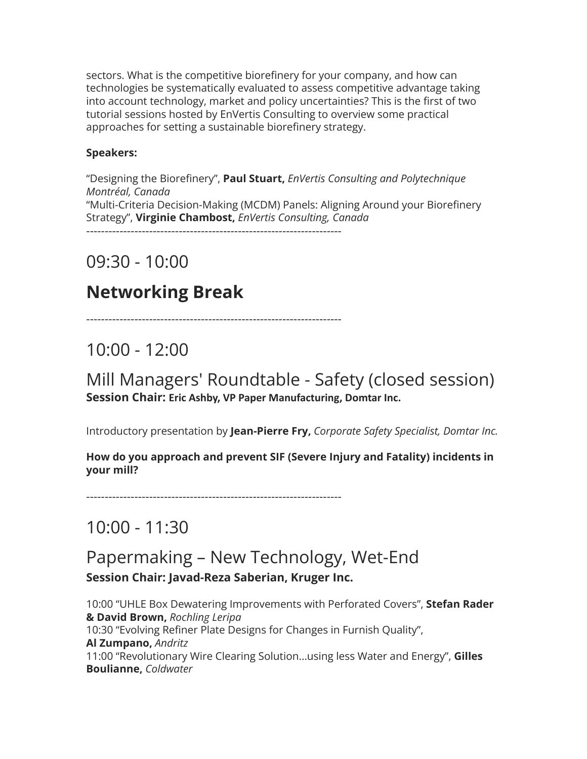sectors. What is the competitive biorefinery for your company, and how can technologies be systematically evaluated to assess competitive advantage taking into account technology, market and policy uncertainties? This is the first of two tutorial sessions hosted by EnVertis Consulting to overview some practical approaches for setting a sustainable biorefinery strategy.

**Speakers:**

“Designing the Biorefinery”, **Paul Stuart,** *EnVertis Consulting and Polytechnique Montréal, Canada*
“Multi-Criteria Decision-Making (MCDM) Panels: Aligning Around your Biorefinery Strategy”, **Virginie Chambost,** *EnVertis Consulting, Canada*
---------------------------------------------------------------------

## 09:30 - 10:00

## **Networking Break**

---------------------------------------------------------------------

## 10:00 - 12:00

## Mill Managers' Roundtable - Safety (closed session)

**Session Chair: Eric Ashby, VP Paper Manufacturing, Domtar Inc.**

Introductory presentation by **Jean-Pierre Fry,** *Corporate Safety Specialist, Domtar Inc.*

**How do you approach and prevent SIF (Severe Injury and Fatality) incidents in your mill?**

---------------------------------------------------------------------

## 10:00 - 11:30

## Papermaking – New Technology, Wet-End

**Session Chair: Javad-Reza Saberian, Kruger Inc.**

10:00 “UHLE Box Dewatering Improvements with Perforated Covers”, **Stefan Rader & David Brown,** *Rochling Leripa*
10:30 “Evolving Refiner Plate Designs for Changes in Furnish Quality”, **Al Zumpano,** *Andritz*
11:00 “Revolutionary Wire Clearing Solution...using less Water and Energy”, **Gilles Boulianne,** *Coldwater*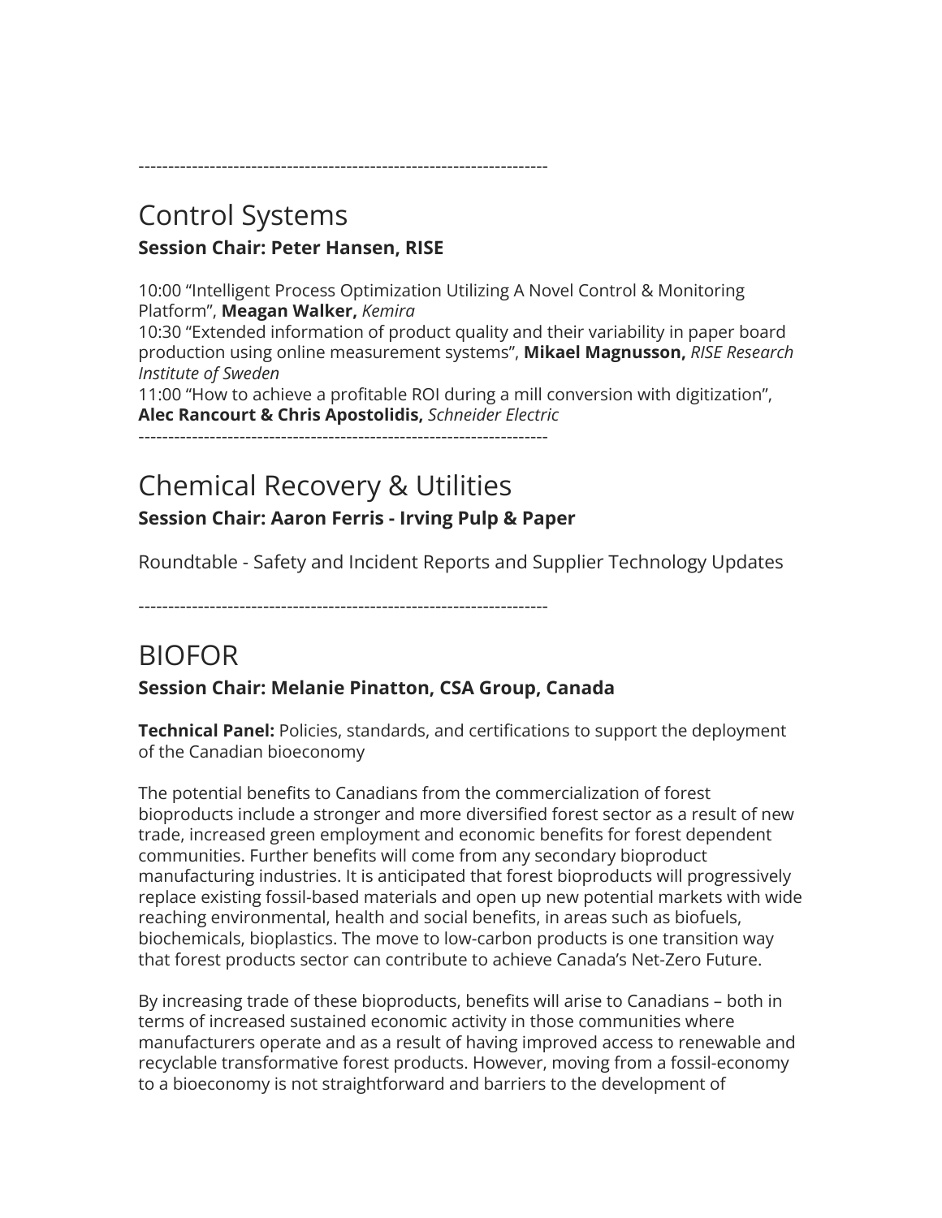---------------------------------------------------------------------

## Control Systems

**Session Chair: Peter Hansen, RISE**

10:00 "Intelligent Process Optimization Utilizing A Novel Control & Monitoring Platform", **Meagan Walker,** *Kemira*
10:30 "Extended information of product quality and their variability in paper board production using online measurement systems", **Mikael Magnusson,** *RISE Research Institute of Sweden*
11:00 "How to achieve a profitable ROI during a mill conversion with digitization", **Alec Rancourt & Chris Apostolidis,** *Schneider Electric*
---------------------------------------------------------------------

## Chemical Recovery & Utilities

**Session Chair: Aaron Ferris - Irving Pulp & Paper**

Roundtable - Safety and Incident Reports and Supplier Technology Updates

---------------------------------------------------------------------

## BIOFOR

**Session Chair: Melanie Pinatton, CSA Group, Canada**

**Technical Panel:** Policies, standards, and certifications to support the deployment of the Canadian bioeconomy

The potential benefits to Canadians from the commercialization of forest bioproducts include a stronger and more diversified forest sector as a result of new trade, increased green employment and economic benefits for forest dependent communities. Further benefits will come from any secondary bioproduct manufacturing industries. It is anticipated that forest bioproducts will progressively replace existing fossil-based materials and open up new potential markets with wide reaching environmental, health and social benefits, in areas such as biofuels, biochemicals, bioplastics. The move to low-carbon products is one transition way that forest products sector can contribute to achieve Canada's Net-Zero Future.

By increasing trade of these bioproducts, benefits will arise to Canadians – both in terms of increased sustained economic activity in those communities where manufacturers operate and as a result of having improved access to renewable and recyclable transformative forest products. However, moving from a fossil-economy to a bioeconomy is not straightforward and barriers to the development of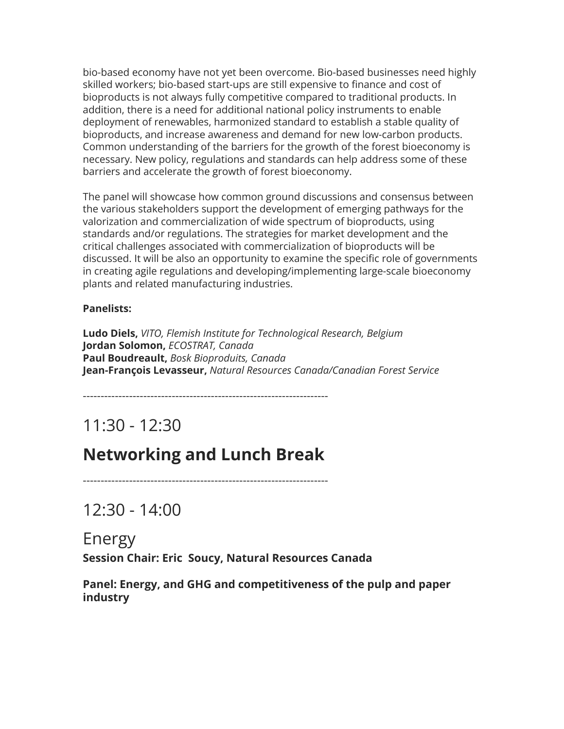bio-based economy have not yet been overcome. Bio-based businesses need highly skilled workers; bio-based start-ups are still expensive to finance and cost of bioproducts is not always fully competitive compared to traditional products. In addition, there is a need for additional national policy instruments to enable deployment of renewables, harmonized standard to establish a stable quality of bioproducts, and increase awareness and demand for new low-carbon products. Common understanding of the barriers for the growth of the forest bioeconomy is necessary. New policy, regulations and standards can help address some of these barriers and accelerate the growth of forest bioeconomy.

The panel will showcase how common ground discussions and consensus between the various stakeholders support the development of emerging pathways for the valorization and commercialization of wide spectrum of bioproducts, using standards and/or regulations. The strategies for market development and the critical challenges associated with commercialization of bioproducts will be discussed. It will be also an opportunity to examine the specific role of governments in creating agile regulations and developing/implementing large-scale bioeconomy plants and related manufacturing industries.

**Panelists:**

**Ludo Diels,** *VITO, Flemish Institute for Technological Research, Belgium*
**Jordan Solomon,** *ECOSTRAT, Canada*
**Paul Boudreault,** *Bosk Bioproduits, Canada*
**Jean-François Levasseur,** *Natural Resources Canada/Canadian Forest Service*

---------------------------------------------------------------------

## 11:30 - 12:30

# **Networking and Lunch Break**

---------------------------------------------------------------------

## 12:30 - 14:00

## Energy

**Session Chair: Eric Soucy, Natural Resources Canada**

**Panel: Energy, and GHG and competitiveness of the pulp and paper industry**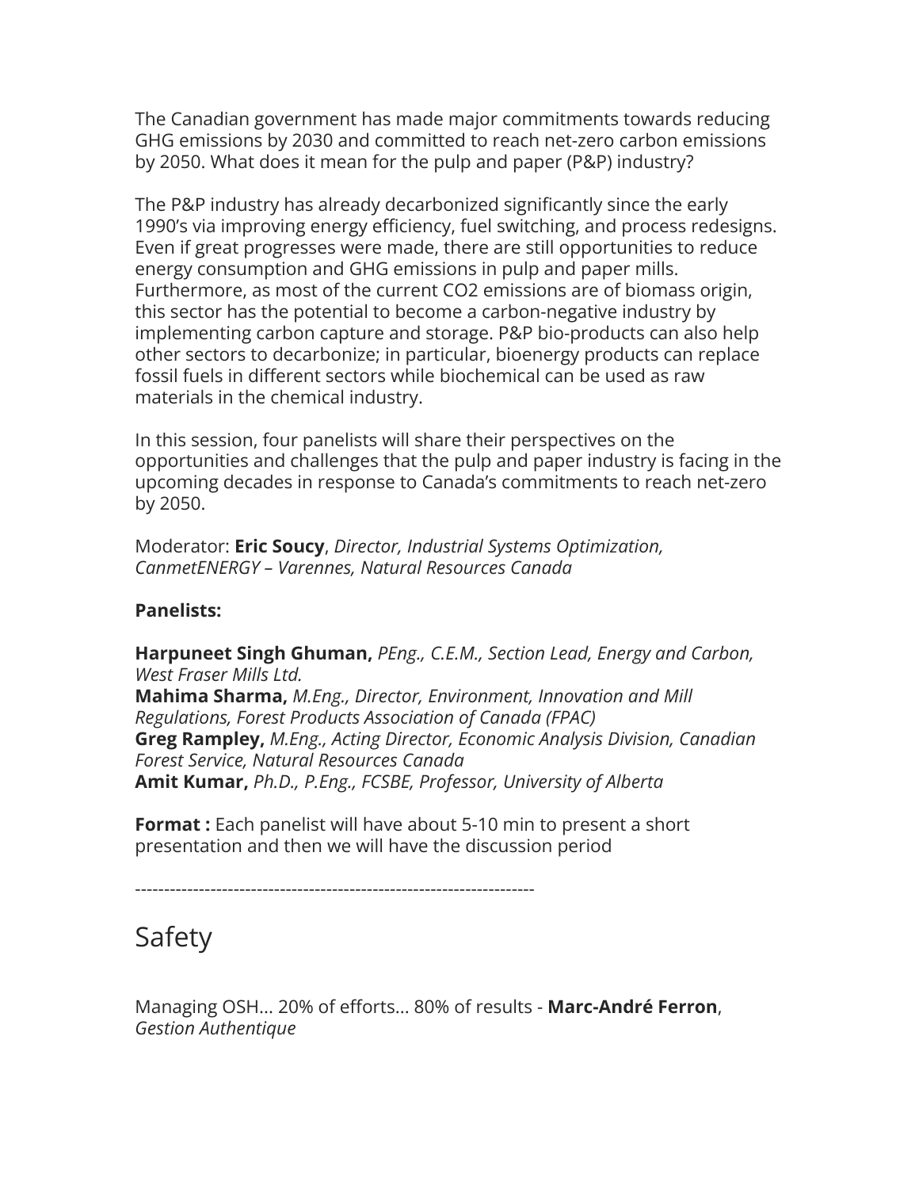The Canadian government has made major commitments towards reducing GHG emissions by 2030 and committed to reach net-zero carbon emissions by 2050. What does it mean for the pulp and paper (P&P) industry?

The P&P industry has already decarbonized significantly since the early 1990's via improving energy efficiency, fuel switching, and process redesigns. Even if great progresses were made, there are still opportunities to reduce energy consumption and GHG emissions in pulp and paper mills. Furthermore, as most of the current CO2 emissions are of biomass origin, this sector has the potential to become a carbon-negative industry by implementing carbon capture and storage. P&P bio-products can also help other sectors to decarbonize; in particular, bioenergy products can replace fossil fuels in different sectors while biochemical can be used as raw materials in the chemical industry.

In this session, four panelists will share their perspectives on the opportunities and challenges that the pulp and paper industry is facing in the upcoming decades in response to Canada's commitments to reach net-zero by 2050.

Moderator: **Eric Soucy**, *Director, Industrial Systems Optimization, CanmetENERGY – Varennes, Natural Resources Canada*

**Panelists:**

**Harpuneet Singh Ghuman,** *PEng., C.E.M., Section Lead, Energy and Carbon, West Fraser Mills Ltd.*
**Mahima Sharma,** *M.Eng., Director, Environment, Innovation and Mill Regulations, Forest Products Association of Canada (FPAC)*
**Greg Rampley,** *M.Eng., Acting Director, Economic Analysis Division, Canadian Forest Service, Natural Resources Canada*
**Amit Kumar,** *Ph.D., P.Eng., FCSBE, Professor, University of Alberta*

**Format :** Each panelist will have about 5-10 min to present a short presentation and then we will have the discussion period

---------------------------------------------------------------------

## Safety

Managing OSH... 20% of efforts... 80% of results - **Marc-André Ferron**, *Gestion Authentique*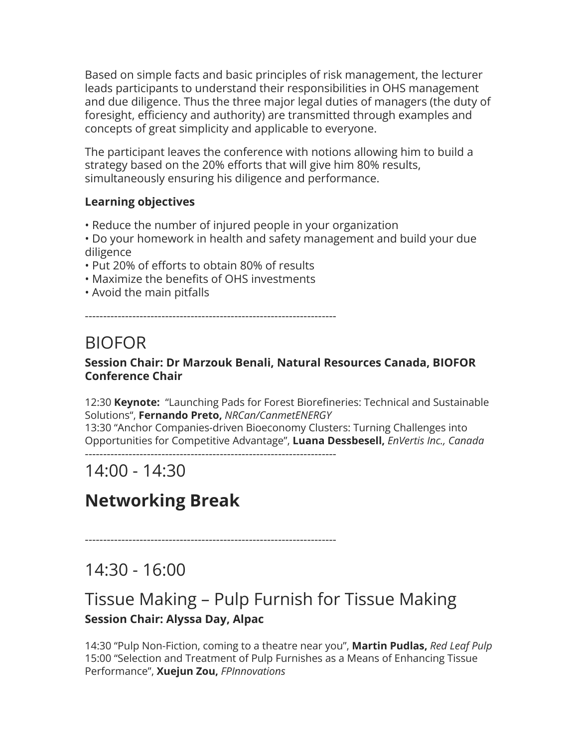Based on simple facts and basic principles of risk management, the lecturer leads participants to understand their responsibilities in OHS management and due diligence. Thus the three major legal duties of managers (the duty of foresight, efficiency and authority) are transmitted through examples and concepts of great simplicity and applicable to everyone.

The participant leaves the conference with notions allowing him to build a strategy based on the 20% efforts that will give him 80% results, simultaneously ensuring his diligence and performance.

**Learning objectives**

- Reduce the number of injured people in your organization
- Do your homework in health and safety management and build your due diligence
- Put 20% of efforts to obtain 80% of results
- Maximize the benefits of OHS investments
- Avoid the main pitfalls

---------------------------------------------------------------------

# BIOFOR

**Session Chair: Dr Marzouk Benali, Natural Resources Canada, BIOFOR Conference Chair**

12:30 **Keynote:** "Launching Pads for Forest Biorefineries: Technical and Sustainable Solutions", **Fernando Preto,** *NRCan/CanmetENERGY*
13:30 "Anchor Companies-driven Bioeconomy Clusters: Turning Challenges into Opportunities for Competitive Advantage", **Luana Dessbesell,** *EnVertis Inc., Canada*

---------------------------------------------------------------------

# 14:00 - 14:30

# **Networking Break**

---------------------------------------------------------------------

# 14:30 - 16:00

# Tissue Making – Pulp Furnish for Tissue Making

**Session Chair: Alyssa Day, Alpac**

14:30 "Pulp Non-Fiction, coming to a theatre near you", **Martin Pudlas,** *Red Leaf Pulp*
15:00 "Selection and Treatment of Pulp Furnishes as a Means of Enhancing Tissue Performance", **Xuejun Zou,** *FPInnovations*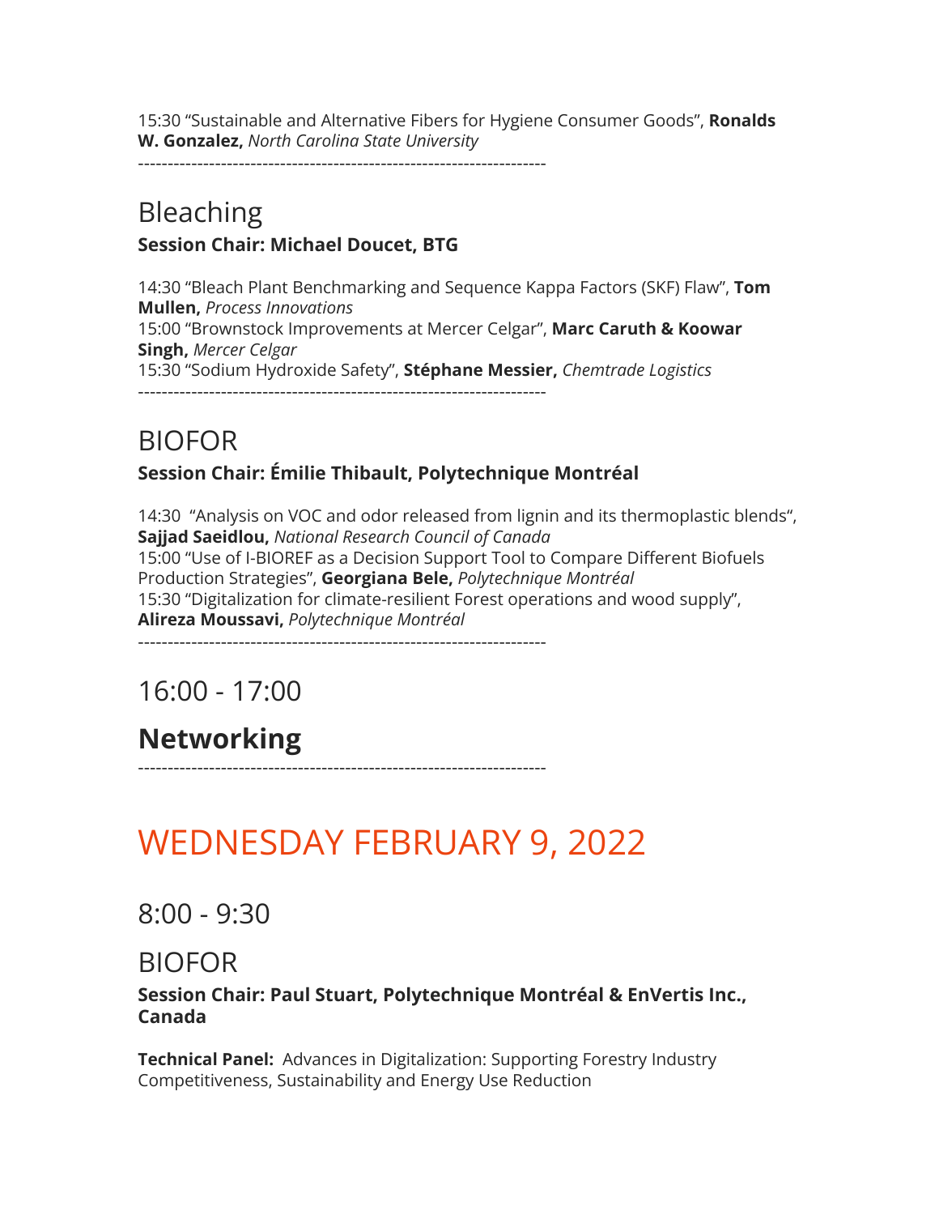15:30 “Sustainable and Alternative Fibers for Hygiene Consumer Goods”, **Ronalds W. Gonzalez,** *North Carolina State University*

---

## Bleaching

**Session Chair: Michael Doucet, BTG**

14:30 “Bleach Plant Benchmarking and Sequence Kappa Factors (SKF) Flaw”, **Tom Mullen,** *Process Innovations*
15:00 “Brownstock Improvements at Mercer Celgar”, **Marc Caruth & Koowar Singh,** *Mercer Celgar*
15:30 “Sodium Hydroxide Safety”, **Stéphane Messier,** *Chemtrade Logistics*

---

## BIOFOR

**Session Chair: Émilie Thibault, Polytechnique Montréal**

14:30 “Analysis on VOC and odor released from lignin and its thermoplastic blends“, **Sajjad Saeidlou,** *National Research Council of Canada*
15:00 “Use of I-BIOREF as a Decision Support Tool to Compare Different Biofuels Production Strategies”, **Georgiana Bele,** *Polytechnique Montréal*
15:30 “Digitalization for climate-resilient Forest operations and wood supply”, **Alireza Moussavi,** *Polytechnique Montréal*

---

## 16:00 - 17:00

## **Networking**

---

# WEDNESDAY FEBRUARY 9, 2022

## 8:00 - 9:30

## BIOFOR

**Session Chair: Paul Stuart, Polytechnique Montréal & EnVertis Inc., Canada**

**Technical Panel:** Advances in Digitalization: Supporting Forestry Industry Competitiveness, Sustainability and Energy Use Reduction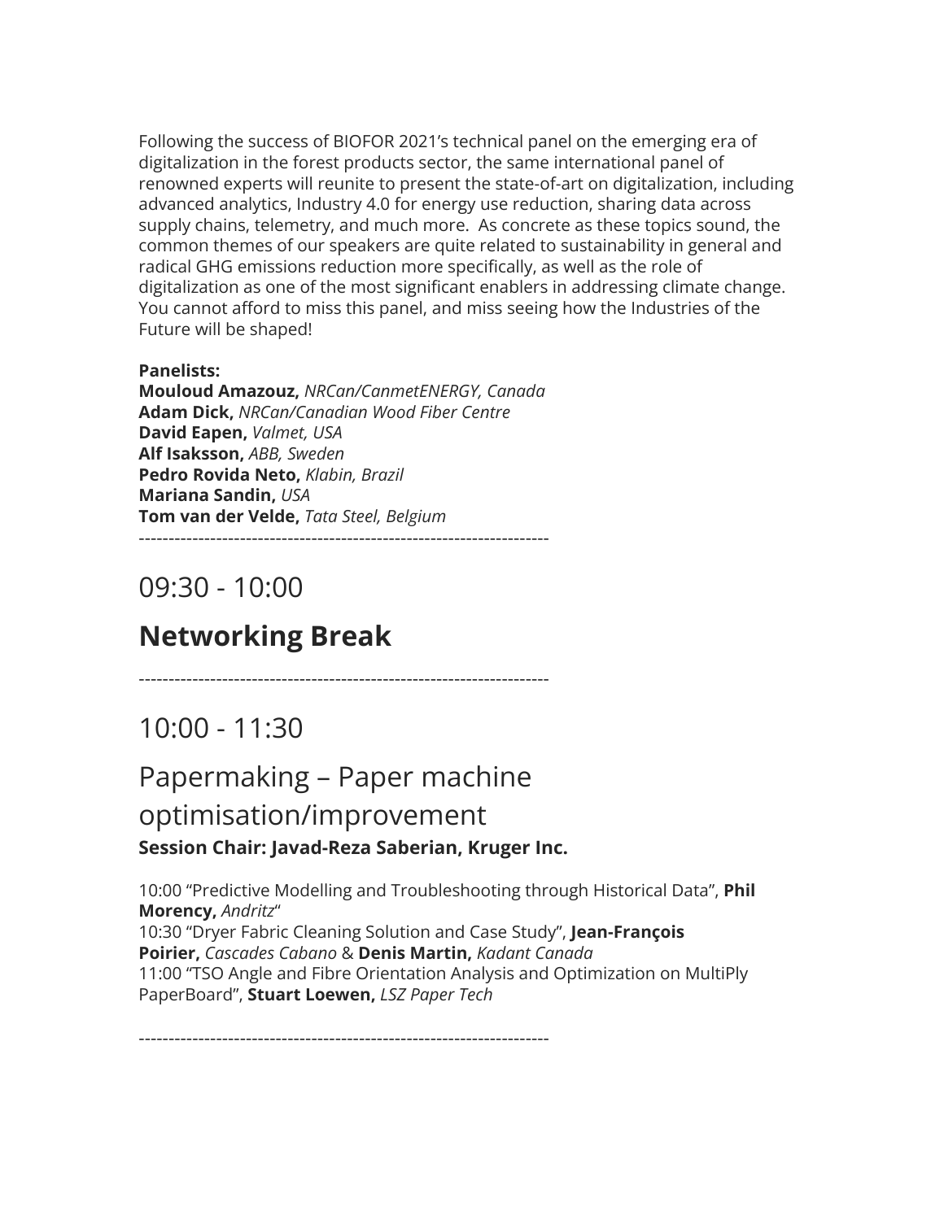Following the success of BIOFOR 2021's technical panel on the emerging era of digitalization in the forest products sector, the same international panel of renowned experts will reunite to present the state-of-art on digitalization, including advanced analytics, Industry 4.0 for energy use reduction, sharing data across supply chains, telemetry, and much more.  As concrete as these topics sound, the common themes of our speakers are quite related to sustainability in general and radical GHG emissions reduction more specifically, as well as the role of digitalization as one of the most significant enablers in addressing climate change. You cannot afford to miss this panel, and miss seeing how the Industries of the Future will be shaped!

**Panelists:**
**Mouloud Amazouz,** *NRCan/CanmetENERGY, Canada*
**Adam Dick,** *NRCan/Canadian Wood Fiber Centre*
**David Eapen,** *Valmet, USA*
**Alf Isaksson,** *ABB, Sweden*
**Pedro Rovida Neto,** *Klabin, Brazil*
**Mariana Sandin,** *USA*
**Tom van der Velde,** *Tata Steel, Belgium*

---------------------------------------------------------------------

## 09:30 - 10:00

## **Networking Break**

---------------------------------------------------------------------

## 10:00 - 11:30

## Papermaking – Paper machine optimisation/improvement

**Session Chair: Javad-Reza Saberian, Kruger Inc.**

10:00 “Predictive Modelling and Troubleshooting through Historical Data”, **Phil Morency,** *Andritz*“
10:30 “Dryer Fabric Cleaning Solution and Case Study”, **Jean-François Poirier,** *Cascades Cabano* & **Denis Martin,** *Kadant Canada*
11:00 “TSO Angle and Fibre Orientation Analysis and Optimization on MultiPly PaperBoard”, **Stuart Loewen,** *LSZ Paper Tech*

---------------------------------------------------------------------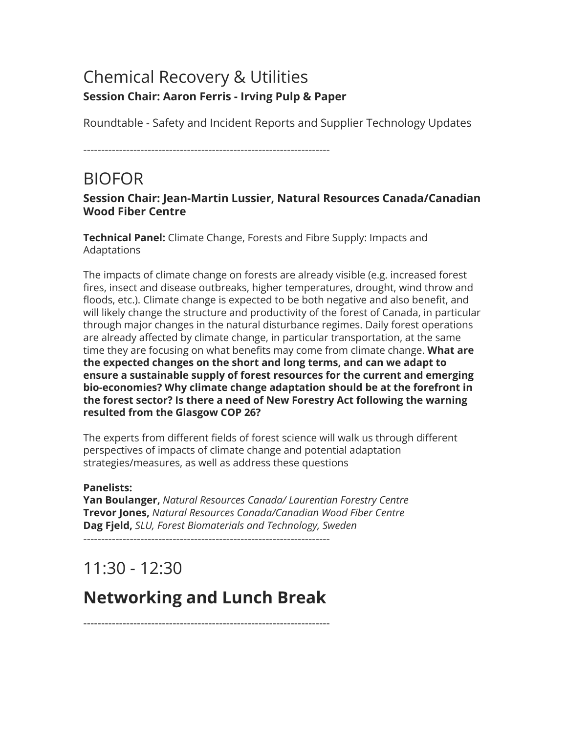## Chemical Recovery & Utilities

**Session Chair: Aaron Ferris - Irving Pulp & Paper**

Roundtable - Safety and Incident Reports and Supplier Technology Updates

---------------------------------------------------------------------

## BIOFOR

**Session Chair: Jean-Martin Lussier, Natural Resources Canada/Canadian Wood Fiber Centre**

**Technical Panel:** Climate Change, Forests and Fibre Supply: Impacts and Adaptations

The impacts of climate change on forests are already visible (e.g. increased forest fires, insect and disease outbreaks, higher temperatures, drought, wind throw and floods, etc.). Climate change is expected to be both negative and also benefit, and will likely change the structure and productivity of the forest of Canada, in particular through major changes in the natural disturbance regimes. Daily forest operations are already affected by climate change, in particular transportation, at the same time they are focusing on what benefits may come from climate change. **What are the expected changes on the short and long terms, and can we adapt to ensure a sustainable supply of forest resources for the current and emerging bio-economies? Why climate change adaptation should be at the forefront in the forest sector? Is there a need of New Forestry Act following the warning resulted from the Glasgow COP 26?**

The experts from different fields of forest science will walk us through different perspectives of impacts of climate change and potential adaptation strategies/measures, as well as address these questions

**Panelists:**
**Yan Boulanger,** *Natural Resources Canada/ Laurentian Forestry Centre*
**Trevor Jones,** *Natural Resources Canada/Canadian Wood Fiber Centre*
**Dag Fjeld,** *SLU, Forest Biomaterials and Technology, Sweden*

---------------------------------------------------------------------

## 11:30 - 12:30

# Networking and Lunch Break

---------------------------------------------------------------------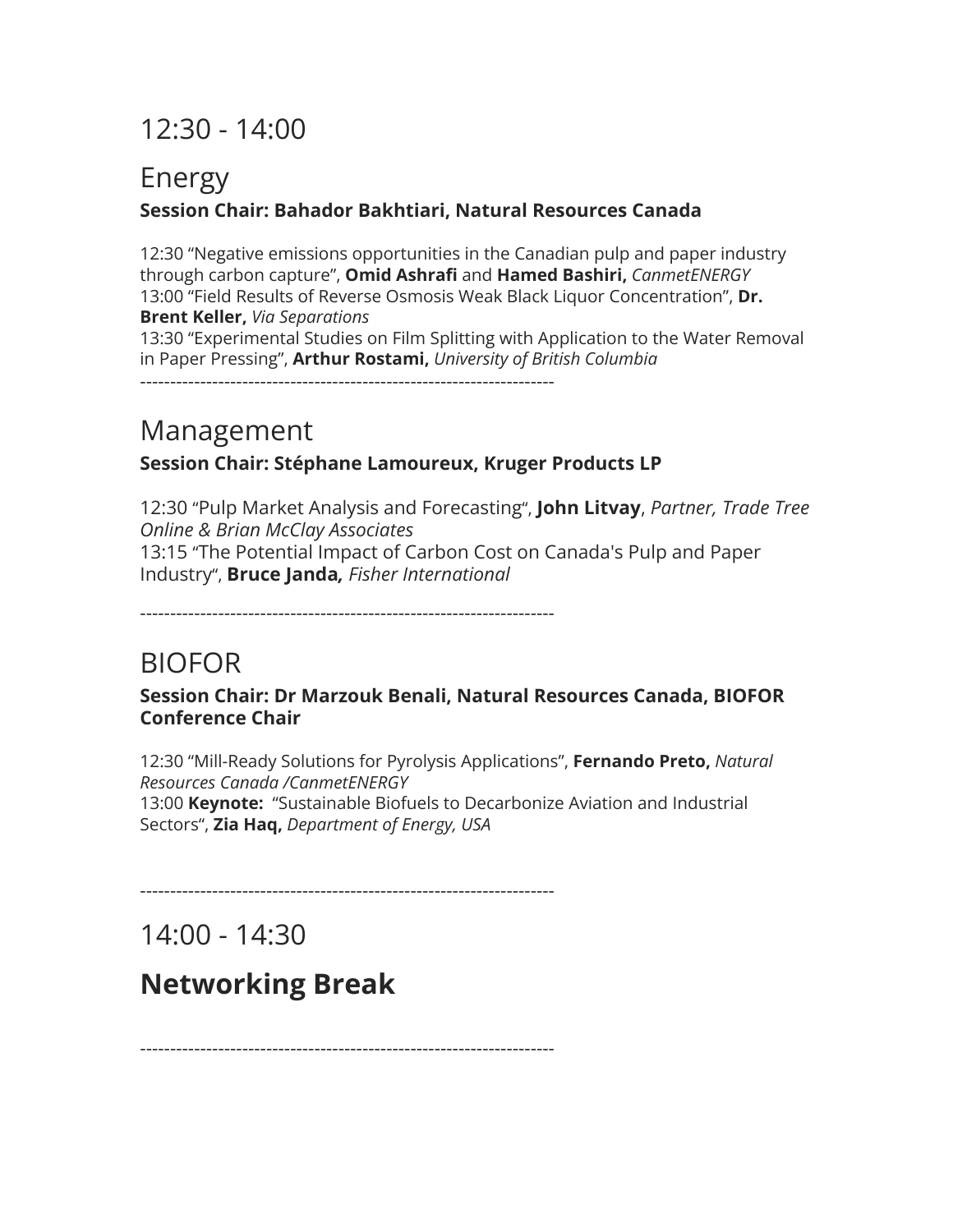# 12:30 - 14:00

## Energy

**Session Chair: Bahador Bakhtiari, Natural Resources Canada**

12:30 “Negative emissions opportunities in the Canadian pulp and paper industry through carbon capture”, **Omid Ashrafi** and **Hamed Bashiri,** *CanmetENERGY*
13:00 “Field Results of Reverse Osmosis Weak Black Liquor Concentration”, **Dr. Brent Keller,** *Via Separations*
13:30 “Experimental Studies on Film Splitting with Application to the Water Removal in Paper Pressing”, **Arthur Rostami,** *University of British Columbia*

---------------------------------------------------------------------

## Management

**Session Chair: Stéphane Lamoureux, Kruger Products LP**

12:30 “Pulp Market Analysis and Forecasting“, **John Litvay**, *Partner, Trade Tree Online & Brian McClay Associates*
13:15 “The Potential Impact of Carbon Cost on Canada's Pulp and Paper Industry“, **Bruce Janda***, Fisher International*

---------------------------------------------------------------------

## BIOFOR

**Session Chair: Dr Marzouk Benali, Natural Resources Canada, BIOFOR Conference Chair**

12:30 “Mill-Ready Solutions for Pyrolysis Applications”, **Fernando Preto,** *Natural Resources Canada /CanmetENERGY*
13:00 **Keynote:** “Sustainable Biofuels to Decarbonize Aviation and Industrial Sectors“, **Zia Haq,** *Department of Energy, USA*

---------------------------------------------------------------------

# 14:00 - 14:30

## **Networking Break**

---------------------------------------------------------------------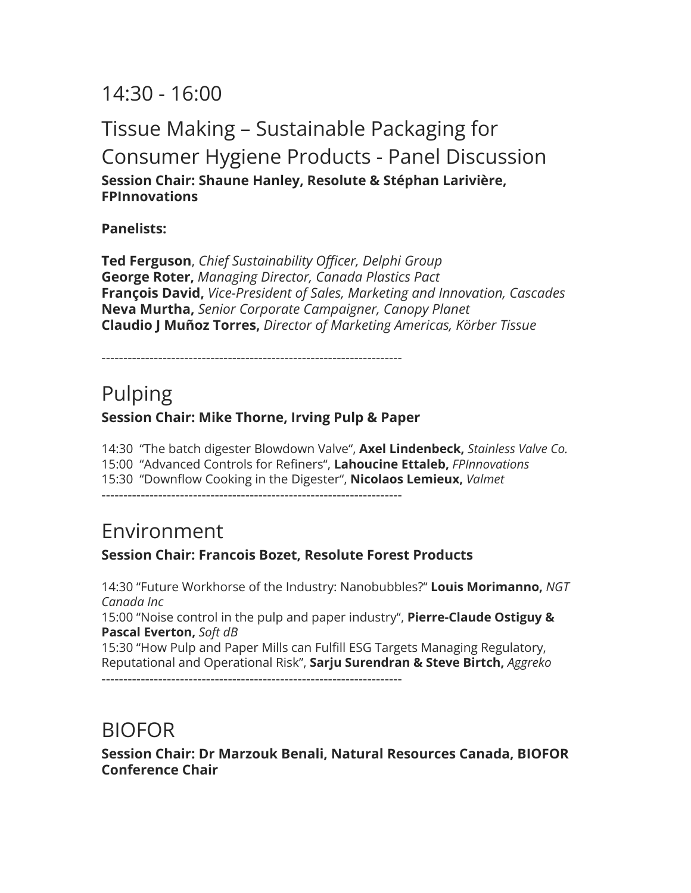## 14:30 - 16:00

## Tissue Making – Sustainable Packaging for Consumer Hygiene Products - Panel Discussion

**Session Chair: Shaune Hanley, Resolute & Stéphan Larivière, FPInnovations**

**Panelists:**

**Ted Ferguson**, *Chief Sustainability Officer, Delphi Group*
**George Roter,** *Managing Director, Canada Plastics Pact*
**François David,** *Vice-President of Sales, Marketing and Innovation, Cascades*
**Neva Murtha,** *Senior Corporate Campaigner, Canopy Planet*
**Claudio J Muñoz Torres,** *Director of Marketing Americas, Körber Tissue*

--------------------------------------------------------------------

## Pulping

**Session Chair: Mike Thorne, Irving Pulp & Paper**

14:30 "The batch digester Blowdown Valve", **Axel Lindenbeck,** *Stainless Valve Co.*
15:00 "Advanced Controls for Refiners", **Lahoucine Ettaleb,** *FPInnovations*
15:30 "Downflow Cooking in the Digester", **Nicolaos Lemieux,** *Valmet*

--------------------------------------------------------------------

## Environment

**Session Chair: Francois Bozet, Resolute Forest Products**

14:30 "Future Workhorse of the Industry: Nanobubbles?" **Louis Morimanno,** *NGT Canada Inc*
15:00 "Noise control in the pulp and paper industry", **Pierre-Claude Ostiguy & Pascal Everton,** *Soft dB*
15:30 "How Pulp and Paper Mills can Fulfill ESG Targets Managing Regulatory, Reputational and Operational Risk", **Sarju Surendran & Steve Birtch,** *Aggreko*

--------------------------------------------------------------------

## BIOFOR

**Session Chair: Dr Marzouk Benali, Natural Resources Canada, BIOFOR Conference Chair**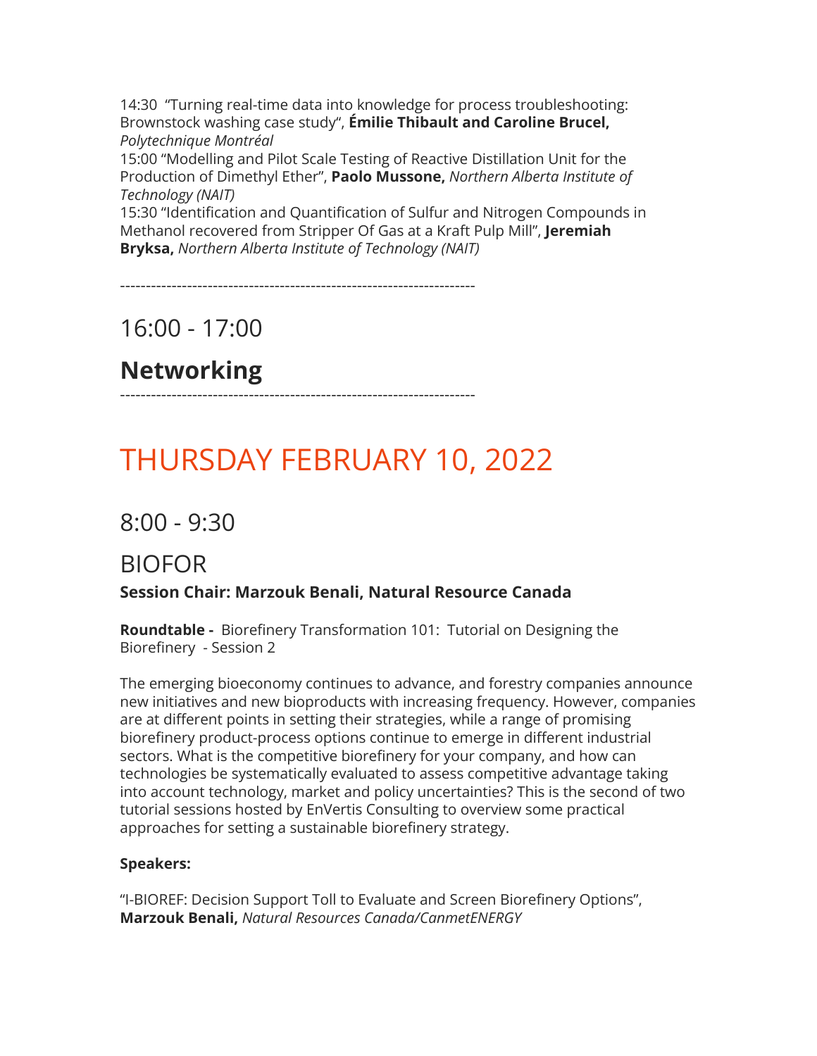14:30 "Turning real-time data into knowledge for process troubleshooting: Brownstock washing case study", **Émilie Thibault and Caroline Brucel,** *Polytechnique Montréal*
15:00 "Modelling and Pilot Scale Testing of Reactive Distillation Unit for the Production of Dimethyl Ether", **Paolo Mussone,** *Northern Alberta Institute of Technology (NAIT)*
15:30 "Identification and Quantification of Sulfur and Nitrogen Compounds in Methanol recovered from Stripper Of Gas at a Kraft Pulp Mill", **Jeremiah Bryksa,** *Northern Alberta Institute of Technology (NAIT)*

---------------------------------------------------------------------

## 16:00 - 17:00

## **Networking**

---------------------------------------------------------------------

# THURSDAY FEBRUARY 10, 2022

## 8:00 - 9:30

## BIOFOR

**Session Chair: Marzouk Benali, Natural Resource Canada**

**Roundtable -** Biorefinery Transformation 101: Tutorial on Designing the Biorefinery - Session 2

The emerging bioeconomy continues to advance, and forestry companies announce new initiatives and new bioproducts with increasing frequency. However, companies are at different points in setting their strategies, while a range of promising biorefinery product-process options continue to emerge in different industrial sectors. What is the competitive biorefinery for your company, and how can technologies be systematically evaluated to assess competitive advantage taking into account technology, market and policy uncertainties? This is the second of two tutorial sessions hosted by EnVertis Consulting to overview some practical approaches for setting a sustainable biorefinery strategy.

**Speakers:**

"I-BIOREF: Decision Support Toll to Evaluate and Screen Biorefinery Options", **Marzouk Benali,** *Natural Resources Canada/CanmetENERGY*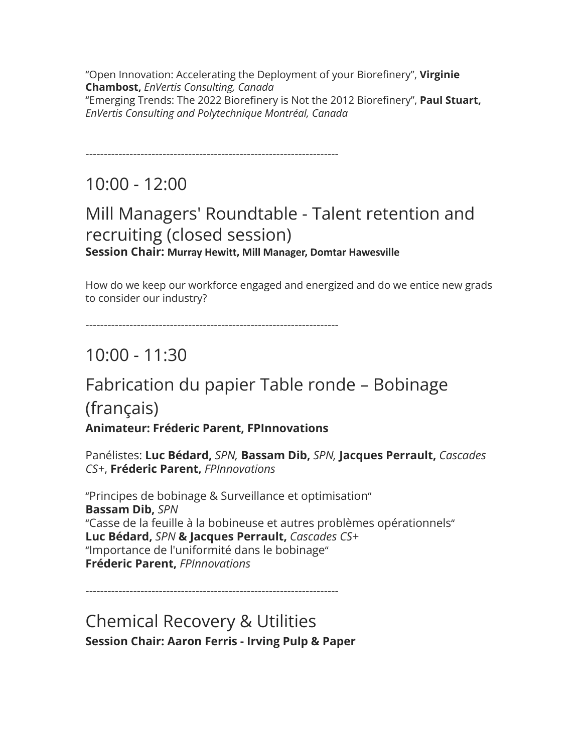"Open Innovation: Accelerating the Deployment of your Biorefinery", **Virginie Chambost,** *EnVertis Consulting, Canada*
"Emerging Trends: The 2022 Biorefinery is Not the 2012 Biorefinery", **Paul Stuart,** *EnVertis Consulting and Polytechnique Montréal, Canada*

---------------------------------------------------------------------

## 10:00 - 12:00

## Mill Managers' Roundtable - Talent retention and recruiting (closed session)

**Session Chair: Murray Hewitt, Mill Manager, Domtar Hawesville**

How do we keep our workforce engaged and energized and do we entice new grads to consider our industry?

---------------------------------------------------------------------

## 10:00 - 11:30

## Fabrication du papier Table ronde – Bobinage (français)

**Animateur: Fréderic Parent, FPInnovations**

Panélistes: **Luc Bédard,** *SPN,* **Bassam Dib,** *SPN,* **Jacques Perrault,** *Cascades CS+*, **Fréderic Parent,** *FPInnovations*

"Principes de bobinage & Surveillance et optimisation"
**Bassam Dib,** *SPN*
"Casse de la feuille à la bobineuse et autres problèmes opérationnels"
**Luc Bédard,** *SPN* **& Jacques Perrault,** *Cascades CS+*
"Importance de l'uniformité dans le bobinage"
**Fréderic Parent,** *FPInnovations*

---------------------------------------------------------------------

## Chemical Recovery & Utilities

**Session Chair: Aaron Ferris - Irving Pulp & Paper**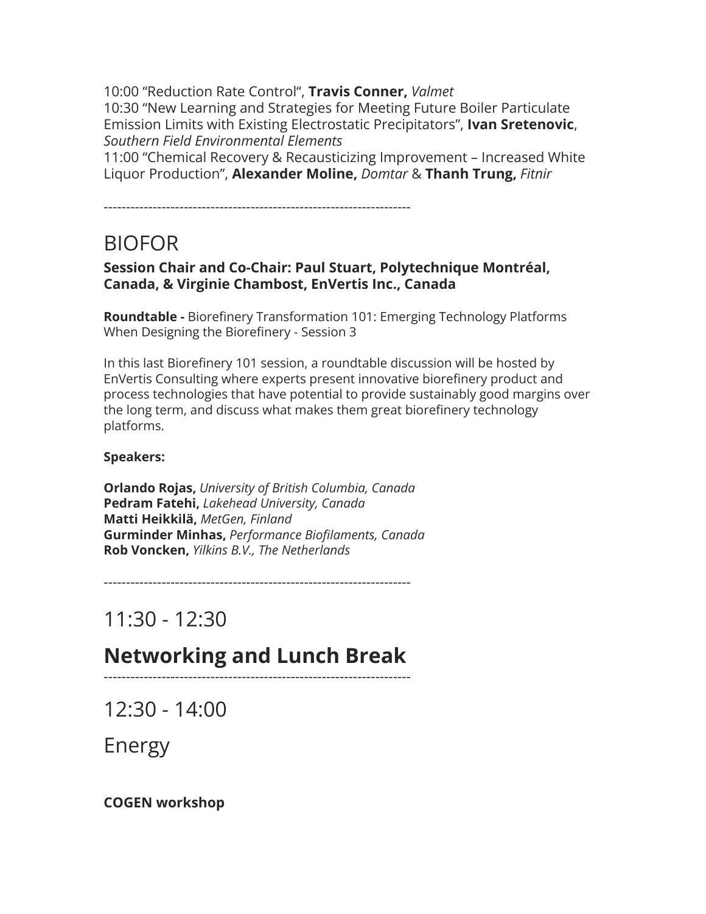10:00 “Reduction Rate Control“, **Travis Conner,** *Valmet*
10:30 “New Learning and Strategies for Meeting Future Boiler Particulate Emission Limits with Existing Electrostatic Precipitators”, **Ivan Sretenovic**, *Southern Field Environmental Elements*
11:00 “Chemical Recovery & Recausticizing Improvement – Increased White Liquor Production”, **Alexander Moline,** *Domtar* & **Thanh Trung,** *Fitnir*

---------------------------------------------------------------------

# BIOFOR

**Session Chair and Co-Chair: Paul Stuart, Polytechnique Montréal, Canada, & Virginie Chambost, EnVertis Inc., Canada**

**Roundtable -** Biorefinery Transformation 101: Emerging Technology Platforms When Designing the Biorefinery - Session 3

In this last Biorefinery 101 session, a roundtable discussion will be hosted by EnVertis Consulting where experts present innovative biorefinery product and process technologies that have potential to provide sustainably good margins over the long term, and discuss what makes them great biorefinery technology platforms.

**Speakers:**

**Orlando Rojas,** *University of British Columbia, Canada*
**Pedram Fatehi,** *Lakehead University, Canada*
**Matti Heikkilä,** *MetGen, Finland*
**Gurminder Minhas,** *Performance Biofilaments, Canada*
**Rob Voncken,** *Yilkins B.V., The Netherlands*

---------------------------------------------------------------------

# 11:30 - 12:30

# **Networking and Lunch Break**

---------------------------------------------------------------------

# 12:30 - 14:00

# Energy

**COGEN workshop**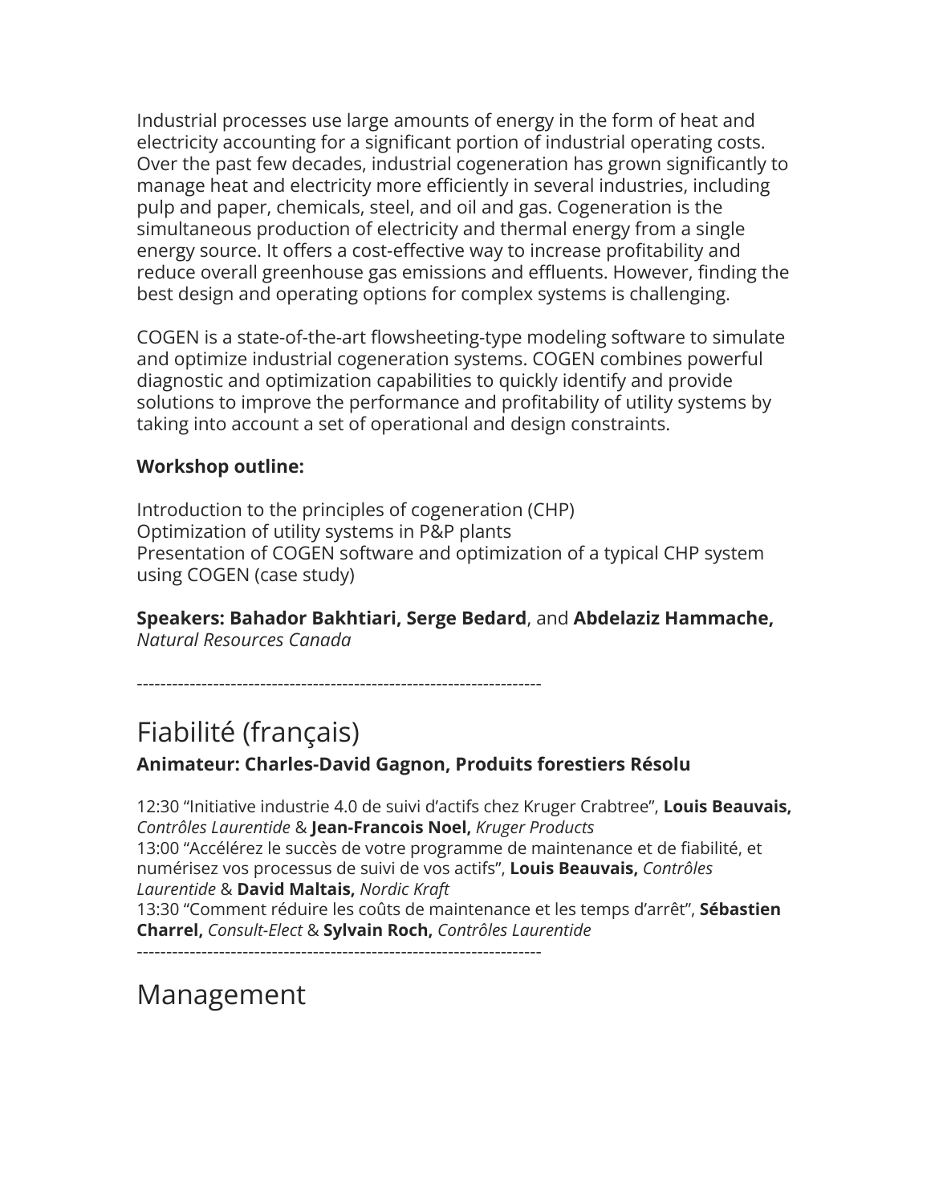Industrial processes use large amounts of energy in the form of heat and electricity accounting for a significant portion of industrial operating costs. Over the past few decades, industrial cogeneration has grown significantly to manage heat and electricity more efficiently in several industries, including pulp and paper, chemicals, steel, and oil and gas. Cogeneration is the simultaneous production of electricity and thermal energy from a single energy source. It offers a cost-effective way to increase profitability and reduce overall greenhouse gas emissions and effluents. However, finding the best design and operating options for complex systems is challenging.

COGEN is a state-of-the-art flowsheeting-type modeling software to simulate and optimize industrial cogeneration systems. COGEN combines powerful diagnostic and optimization capabilities to quickly identify and provide solutions to improve the performance and profitability of utility systems by taking into account a set of operational and design constraints.

**Workshop outline:**

Introduction to the principles of cogeneration (CHP)
Optimization of utility systems in P&P plants
Presentation of COGEN software and optimization of a typical CHP system using COGEN (case study)

**Speakers: Bahador Bakhtiari, Serge Bedard**, and **Abdelaziz Hammache,**
*Natural Resources Canada*

---------------------------------------------------------------------

# Fiabilité (français)

**Animateur: Charles-David Gagnon, Produits forestiers Résolu**

12:30 "Initiative industrie 4.0 de suivi d'actifs chez Kruger Crabtree", **Louis Beauvais,** *Contrôles Laurentide* & **Jean-Francois Noel,** *Kruger Products*
13:00 "Accélérez le succès de votre programme de maintenance et de fiabilité, et numérisez vos processus de suivi de vos actifs", **Louis Beauvais,** *Contrôles Laurentide* & **David Maltais,** *Nordic Kraft*
13:30 "Comment réduire les coûts de maintenance et les temps d'arrêt", **Sébastien Charrel,** *Consult-Elect* & **Sylvain Roch,** *Contrôles Laurentide*

---------------------------------------------------------------------

# Management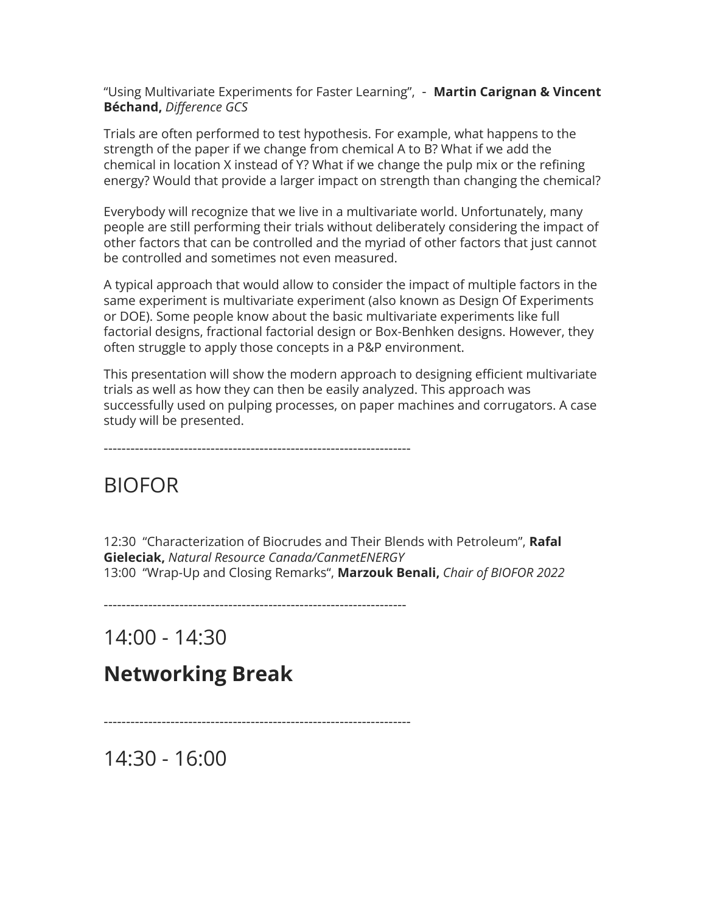“Using Multivariate Experiments for Faster Learning”,  -  **Martin Carignan & Vincent Béchand,** *Difference GCS*

Trials are often performed to test hypothesis. For example, what happens to the strength of the paper if we change from chemical A to B? What if we add the chemical in location X instead of Y? What if we change the pulp mix or the refining energy? Would that provide a larger impact on strength than changing the chemical?

Everybody will recognize that we live in a multivariate world. Unfortunately, many people are still performing their trials without deliberately considering the impact of other factors that can be controlled and the myriad of other factors that just cannot be controlled and sometimes not even measured.

A typical approach that would allow to consider the impact of multiple factors in the same experiment is multivariate experiment (also known as Design Of Experiments or DOE). Some people know about the basic multivariate experiments like full factorial designs, fractional factorial design or Box-Benhken designs. However, they often struggle to apply those concepts in a P&P environment.

This presentation will show the modern approach to designing efficient multivariate trials as well as how they can then be easily analyzed. This approach was successfully used on pulping processes, on paper machines and corrugators. A case study will be presented.

---------------------------------------------------------------------

# BIOFOR

12:30  “Characterization of Biocrudes and Their Blends with Petroleum”, **Rafal Gieleciak,** *Natural Resource Canada/CanmetENERGY*
13:00  “Wrap-Up and Closing Remarks“, **Marzouk Benali,** *Chair of BIOFOR 2022*

--------------------------------------------------------------------

# 14:00 - 14:30

# **Networking Break**

---------------------------------------------------------------------

# 14:30 - 16:00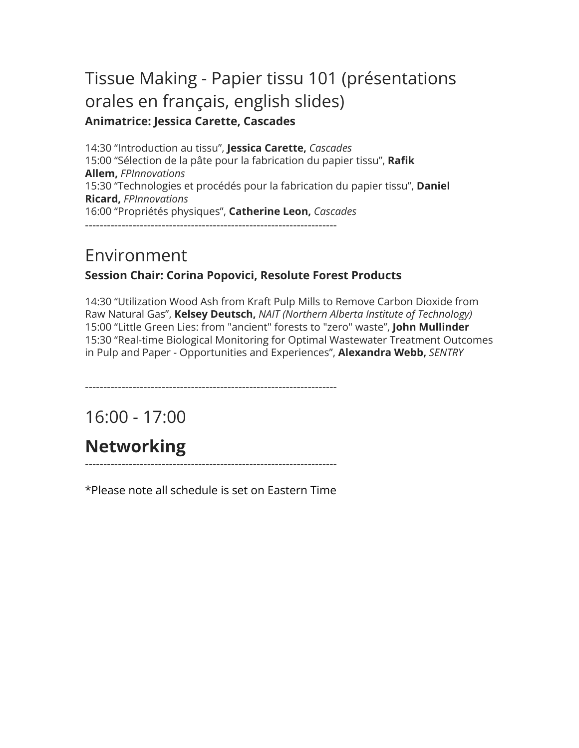## Tissue Making - Papier tissu 101 (présentations orales en français, english slides)

**Animatrice: Jessica Carette, Cascades**

14:30 “Introduction au tissu”, **Jessica Carette,** *Cascades*
15:00 “Sélection de la pâte pour la fabrication du papier tissu”, **Rafik Allem,** *FPInnovations*
15:30 “Technologies et procédés pour la fabrication du papier tissu”, **Daniel Ricard,** *FPInnovations*
16:00 “Propriétés physiques”, **Catherine Leon,** *Cascades*

---------------------------------------------------------------------

## Environment

**Session Chair: Corina Popovici, Resolute Forest Products**

14:30 “Utilization Wood Ash from Kraft Pulp Mills to Remove Carbon Dioxide from Raw Natural Gas”, **Kelsey Deutsch,** *NAIT (Northern Alberta Institute of Technology)*
15:00 “Little Green Lies: from "ancient" forests to "zero" waste”, **John Mullinder**
15:30 “Real-time Biological Monitoring for Optimal Wastewater Treatment Outcomes in Pulp and Paper - Opportunities and Experiences”, **Alexandra Webb,** *SENTRY*

---------------------------------------------------------------------

## 16:00 - 17:00

## **Networking**

---------------------------------------------------------------------

*Please note all schedule is set on Eastern Time